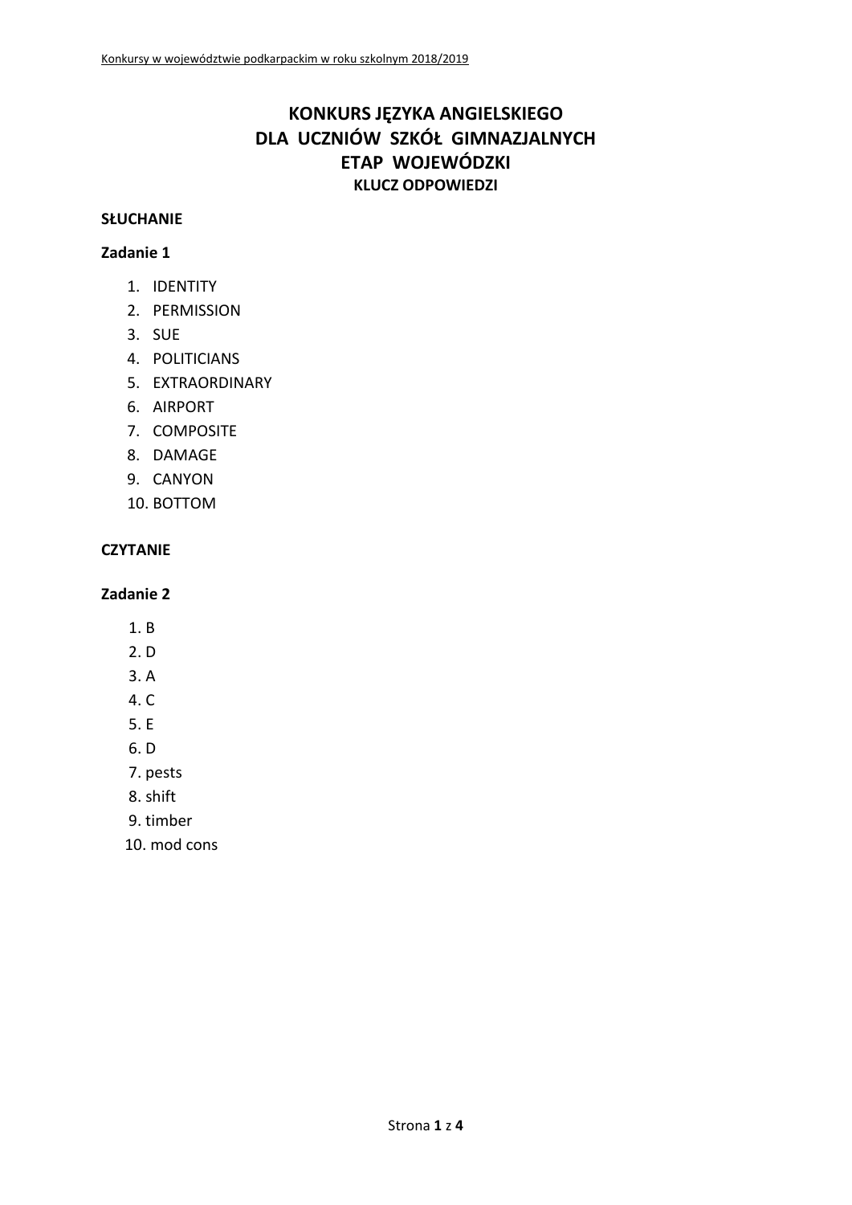# KONKURS JĘZYKA ANGIELSKIEGO
# DLA UCZNIÓW SZKÓŁ GIMNAZJALNYCH
# ETAP WOJEWÓDZKI
### KLUCZ ODPOWIEDZI

**SŁUCHANIE**

**Zadanie 1**

1. IDENTITY
2. PERMISSION
3. SUE
4. POLITICIANS
5. EXTRAORDINARY
6. AIRPORT
7. COMPOSITE
8. DAMAGE
9. CANYON
10. BOTTOM

**CZYTANIE**

**Zadanie 2**

1. B
2. D
3. A
4. C
5. E
6. D
7. pests
8. shift
9. timber
10. mod cons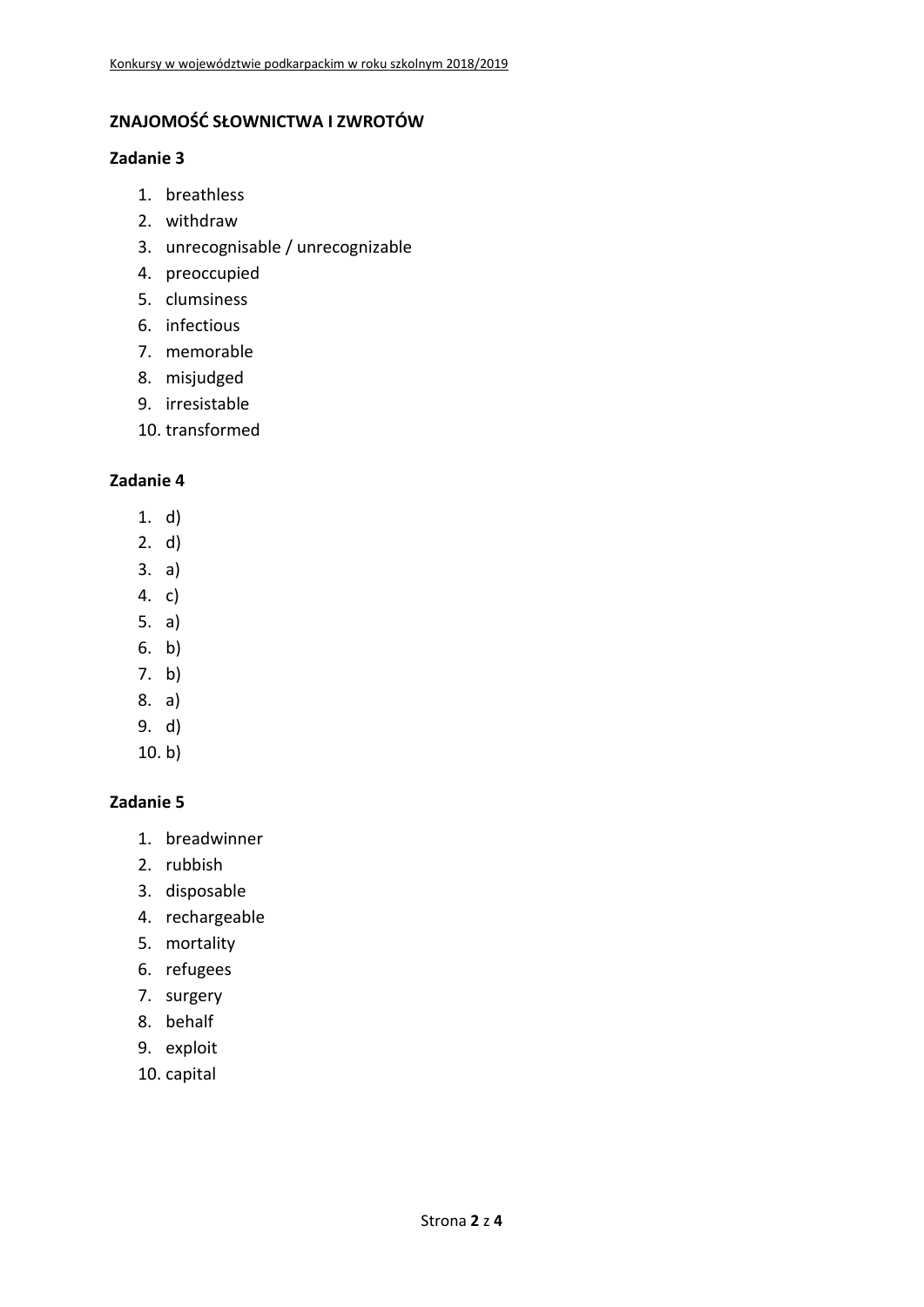## ZNAJOMOŚĆ SŁOWNICTWA I ZWROTÓW

### Zadanie 3

1. breathless
2. withdraw
3. unrecognisable / unrecognizable
4. preoccupied
5. clumsiness
6. infectious
7. memorable
8. misjudged
9. irresistable
10. transformed

### Zadanie 4

1. d)
2. d)
3. a)
4. c)
5. a)
6. b)
7. b)
8. a)
9. d)
10. b)

### Zadanie 5

1. breadwinner
2. rubbish
3. disposable
4. rechargeable
5. mortality
6. refugees
7. surgery
8. behalf
9. exploit
10. capital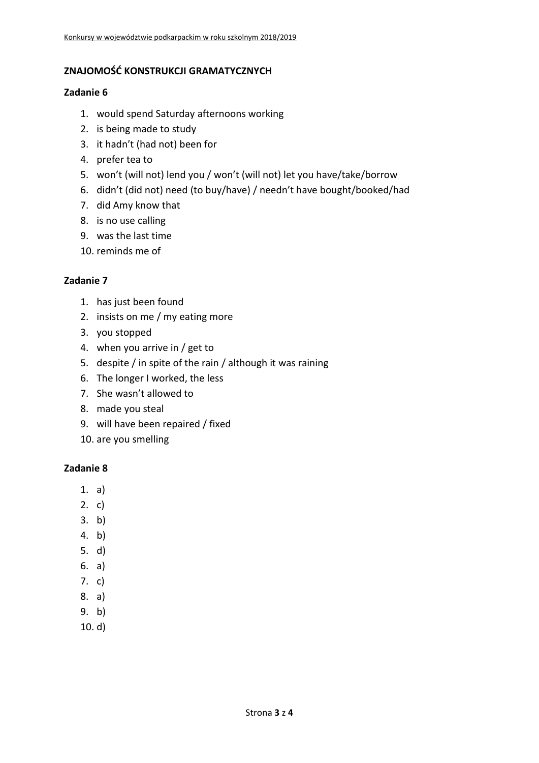## ZNAJOMOŚĆ KONSTRUKCJI GRAMATYCZNYCH

### Zadanie 6

1. would spend Saturday afternoons working
2. is being made to study
3. it hadn't (had not) been for
4. prefer tea to
5. won't (will not) lend you / won't (will not) let you have/take/borrow
6. didn't (did not) need (to buy/have) / needn't have bought/booked/had
7. did Amy know that
8. is no use calling
9. was the last time
10. reminds me of

### Zadanie 7

1. has just been found
2. insists on me / my eating more
3. you stopped
4. when you arrive in / get to
5. despite / in spite of the rain / although it was raining
6. The longer I worked, the less
7. She wasn't allowed to
8. made you steal
9. will have been repaired / fixed
10. are you smelling

### Zadanie 8

1. a)
2. c)
3. b)
4. b)
5. d)
6. a)
7. c)
8. a)
9. b)
10. d)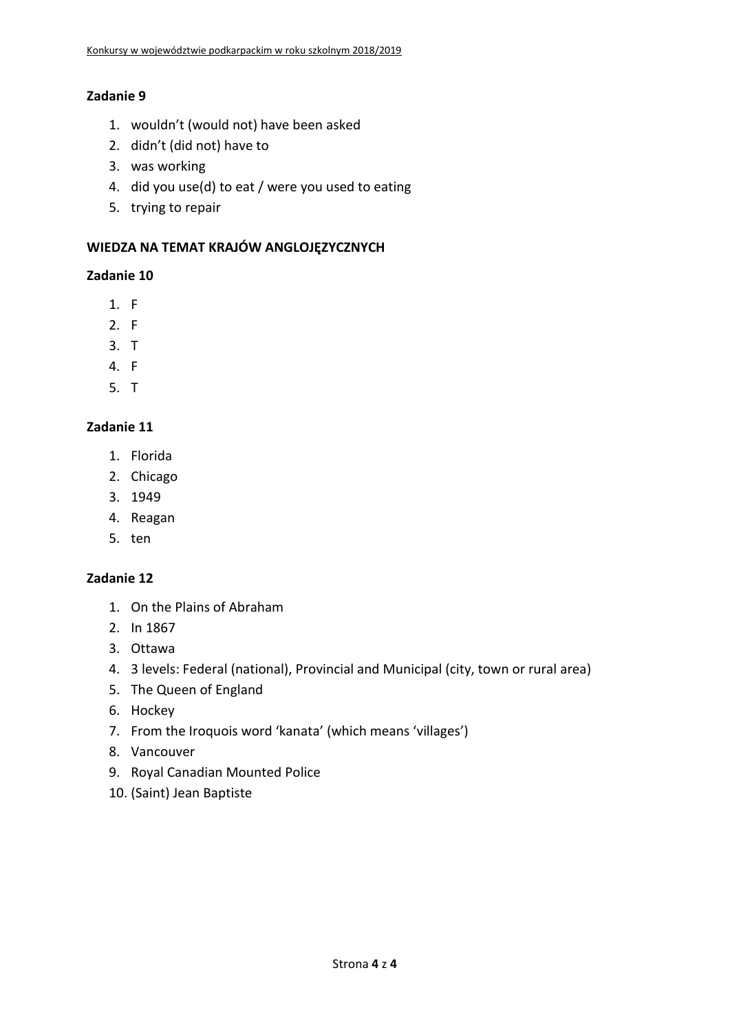### Zadanie 9

1. wouldn’t (would not) have been asked
2. didn’t (did not) have to
3. was working
4. did you use(d) to eat / were you used to eating
5. trying to repair

## WIEDZA NA TEMAT KRAJÓW ANGLOJĘZYCZNYCH

### Zadanie 10

1. F
2. F
3. T
4. F
5. T

### Zadanie 11

1. Florida
2. Chicago
3. 1949
4. Reagan
5. ten

### Zadanie 12

1. On the Plains of Abraham
2. In 1867
3. Ottawa
4. 3 levels: Federal (national), Provincial and Municipal (city, town or rural area)
5. The Queen of England
6. Hockey
7. From the Iroquois word ‘kanata’ (which means ‘villages’)
8. Vancouver
9. Royal Canadian Mounted Police
10. (Saint) Jean Baptiste